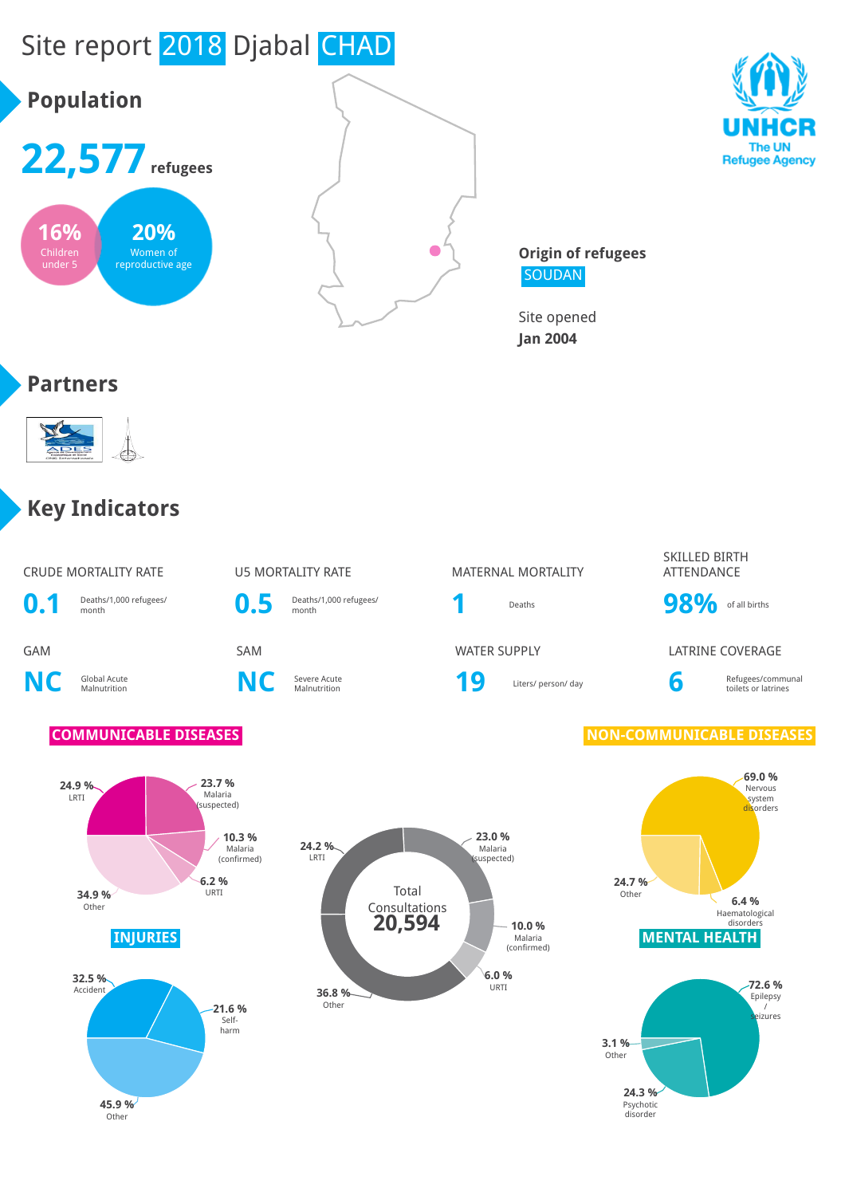# Site report 2018 Djabal CHAD

## Population

**22,577** refugees

**16%** Children under 5

**20%** Women of reproductive age

**Origin of refugees**
SOUDAN

Site opened
**Jan 2004**

UNHCR
The UN Refugee Agency

## Partners

## Key Indicators

| Indicator | Value | Unit |
|---|---|---|
| CRUDE MORTALITY RATE | 0.1 | Deaths/1,000 refugees/ month |
| U5 MORTALITY RATE | 0.5 | Deaths/1,000 refugees/ month |
| MATERNAL MORTALITY | 1 | Deaths |
| SKILLED BIRTH ATTENDANCE | 98% | of all births |
| GAM | NC | Global Acute Malnutrition |
| SAM | NC | Severe Acute Malnutrition |
| WATER SUPPLY | 19 | Liters/ person/ day |
| LATRINE COVERAGE | 6 | Refugees/communal toilets or latrines |

### COMMUNICABLE DISEASES

| Category | % |
|---|---|
| LRTI | 24.9 % |
| Malaria (suspected) | 23.7 % |
| Malaria (confirmed) | 10.3 % |
| URTI | 6.2 % |
| Other | 34.9 % |

### Total Consultations 20,594

| Category | % |
|---|---|
| LRTI | 24.2 % |
| Malaria (suspected) | 23.0 % |
| Malaria (confirmed) | 10.0 % |
| URTI | 6.0 % |
| Other | 36.8 % |

### NON-COMMUNICABLE DISEASES

| Category | % |
|---|---|
| Nervous system disorders | 69.0 % |
| Other | 24.7 % |
| Haematological disorders | 6.4 % |

### INJURIES

| Category | % |
|---|---|
| Accident | 32.5 % |
| Self-harm | 21.6 % |
| Other | 45.9 % |

### MENTAL HEALTH

| Category | % |
|---|---|
| Epilepsy / seizures | 72.6 % |
| Other | 3.1 % |
| Psychotic disorder | 24.3 % |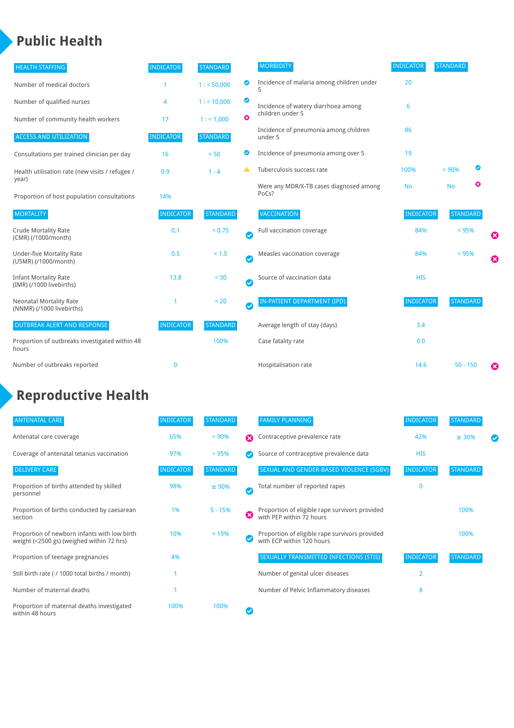# Public Health

| HEALTH STAFFING | INDICATOR | STANDARD | |
|---|---|---|---|
| Number of medical doctors | 1 | 1 : < 50,000 | ✔ |
| Number of qualified nurses | 4 | 1 : < 10,000 | ✔ |
| Number of community health workers | 17 | 1 : < 1,000 | ✖ |

| ACCESS AND UTILIZATION | INDICATOR | STANDARD | |
|---|---|---|---|
| Consultations per trained clinician per day | 16 | < 50 | ✔ |
| Health utilisation rate (new visits / refugee / year) | 0.9 | 1 - 4 | ⚠ |
| Proportion of host population consultations | 14% | | |

| MORTALITY | INDICATOR | STANDARD | |
|---|---|---|---|
| Crude Mortality Rate (CMR) (/1000/month) | 0.1 | < 0.75 | ✔ |
| Under-five Mortality Rate (U5MR) (/1000/month) | 0.5 | < 1.5 | ✔ |
| Infant Mortality Rate (IMR) (/1000 livebirths) | 13.8 | < 30 | ✔ |
| Neonatal Mortality Rate (NNMR) (/1000 livebirths) | 1 | < 20 | ✔ |

| OUTBREAK ALERT AND RESPONSE | INDICATOR | STANDARD |
|---|---|---|
| Proportion of outbreaks investigated within 48 hours | | 100% |
| Number of outbreaks reported | 0 | |

| MORBIDITY | INDICATOR | STANDARD | |
|---|---|---|---|
| Incidence of malaria among children under 5 | 20 | | |
| Incidence of watery diarrhoea among children under 5 | 6 | | |
| Incidence of pneumonia among children under 5 | 86 | | |
| Incidence of pneumonia among over 5 | 19 | | |
| Tuberculosis success rate | 100% | < 90% | ✔ |
| Were any MDR/X-TB cases diagnosed among PoCs? | No | No | ✖ |

| VACCINATION | INDICATOR | STANDARD | |
|---|---|---|---|
| Full vaccination coverage | 84% | < 95% | ✖ |
| Measles vaccination coverage | 84% | < 95% | ✖ |
| Source of vaccination data | HIS | | |

| IN-PATIENT DEPARTMENT (IPD) | INDICATOR | STANDARD | |
|---|---|---|---|
| Average length of stay (days) | 3.4 | | |
| Case fatality rate | 0.0 | | |
| Hospitalisation rate | 14.6 | 50 - 150 | ✖ |

# Reproductive Health

| ANTENATAL CARE | INDICATOR | STANDARD | |
|---|---|---|---|
| Antenatal care coverage | 65% | > 90% | ✖ |
| Coverage of antenatal tetanus vaccination | 97% | > 95% | ✔ |

| DELIVERY CARE | INDICATOR | STANDARD | |
|---|---|---|---|
| Proportion of births attended by skilled personnel | 98% | ≥ 90% | ✔ |
| Proportion of births conducted by caesarean section | 1% | 5 - 15% | ✖ |
| Proportion of newborn infants with low birth weight (<2500 gs) (weighed within 72 hrs) | 10% | < 15% | ✔ |
| Proportion of teenage pregnancies | 4% | | |
| Still birth rate ( / 1000 total births / month) | 1 | | |
| Number of maternal deaths | 1 | | |
| Proportion of maternal deaths investigated within 48 hours | 100% | 100% | ✔ |

| FAMILY PLANNING | INDICATOR | STANDARD | |
|---|---|---|---|
| Contraceptive prevalence rate | 42% | ≥ 30% | ✔ |
| Source of contraceptive prevalence data | HIS | | |

| SEXUAL AND GENDER-BASED VIOLENCE (SGBV) | INDICATOR | STANDARD |
|---|---|---|
| Total number of reported rapes | 0 | |
| Proportion of eligible rape survivors provided with PEP within 72 hours | | 100% |
| Proportion of eligible rape survivors provided with ECP within 120 hours | | 100% |

| SEXUALLY TRANSMITTED INFECTIONS (STIS) | INDICATOR | STANDARD |
|---|---|---|
| Number of genital ulcer diseases | 2 | |
| Number of Pelvic Inflammatory diseases | 8 | |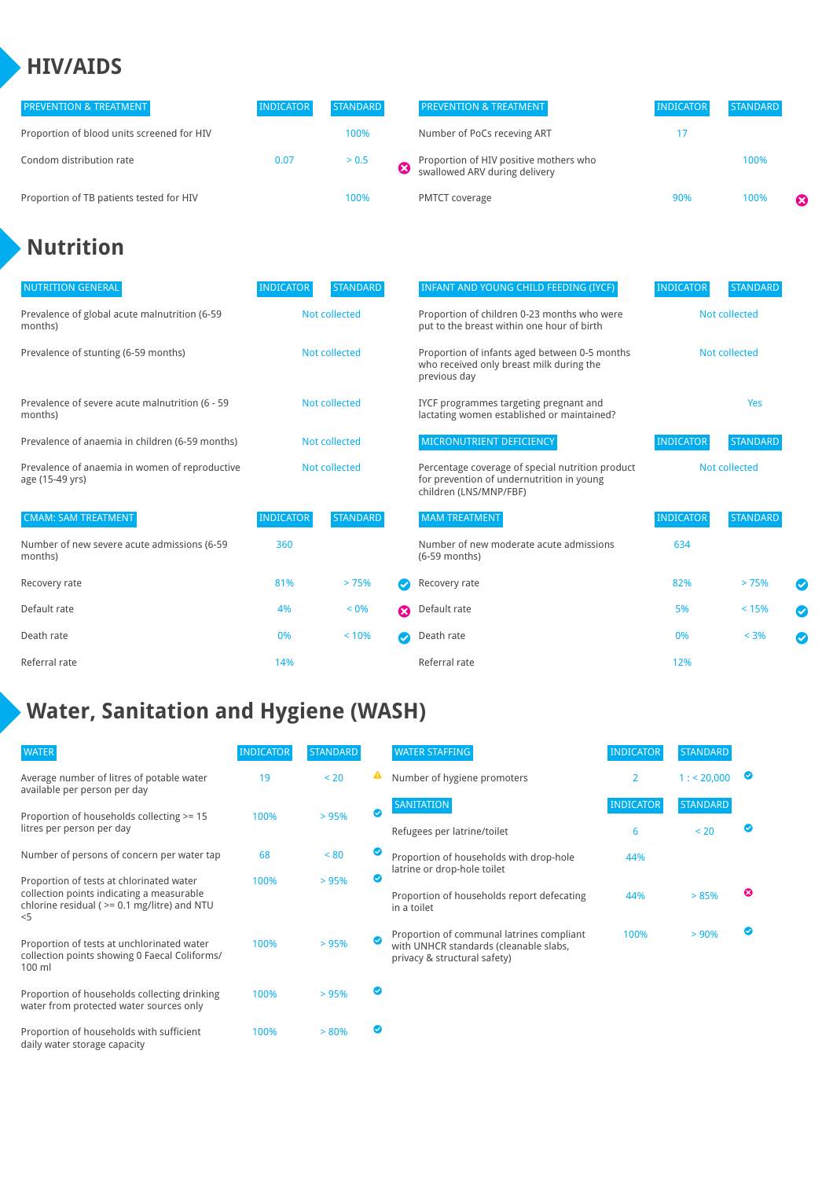# HIV/AIDS

| PREVENTION & TREATMENT | INDICATOR | STANDARD | |
|---|---|---|---|
| Proportion of blood units screened for HIV | | 100% | |
| Condom distribution rate | 0.07 | > 0.5 | ✖ |
| Proportion of TB patients tested for HIV | | 100% | |

| PREVENTION & TREATMENT | INDICATOR | STANDARD | |
|---|---|---|---|
| Number of PoCs receving ART | 17 | | |
| Proportion of HIV positive mothers who swallowed ARV during delivery | | 100% | |
| PMTCT coverage | 90% | 100% | ✖ |

# Nutrition

| NUTRITION GENERAL | INDICATOR | STANDARD |
|---|---|---|
| Prevalence of global acute malnutrition (6-59 months) | Not collected | |
| Prevalence of stunting (6-59 months) | Not collected | |
| Prevalence of severe acute malnutrition (6 - 59 months) | Not collected | |
| Prevalence of anaemia in children (6-59 months) | Not collected | |
| Prevalence of anaemia in women of reproductive age (15-49 yrs) | Not collected | |

| INFANT AND YOUNG CHILD FEEDING (IYCF) | INDICATOR | STANDARD |
|---|---|---|
| Proportion of children 0-23 months who were put to the breast within one hour of birth | Not collected | |
| Proportion of infants aged between 0-5 months who received only breast milk during the previous day | Not collected | |
| IYCF programmes targeting pregnant and lactating women established or maintained? | | Yes |

| MICRONUTRIENT DEFICIENCY | INDICATOR | STANDARD |
|---|---|---|
| Percentage coverage of special nutrition product for prevention of undernutrition in young children (LNS/MNP/FBF) | Not collected | |

| CMAM: SAM TREATMENT | INDICATOR | STANDARD | |
|---|---|---|---|
| Number of new severe acute admissions (6-59 months) | 360 | | |
| Recovery rate | 81% | > 75% | ✔ |
| Default rate | 4% | < 0% | ✖ |
| Death rate | 0% | < 10% | ✔ |
| Referral rate | 14% | | |

| MAM TREATMENT | INDICATOR | STANDARD | |
|---|---|---|---|
| Number of new moderate acute admissions (6-59 months) | 634 | | |
| Recovery rate | 82% | > 75% | ✔ |
| Default rate | 5% | < 15% | ✔ |
| Death rate | 0% | < 3% | ✔ |
| Referral rate | 12% | | |

# Water, Sanitation and Hygiene (WASH)

| WATER | INDICATOR | STANDARD | |
|---|---|---|---|
| Average number of litres of potable water available per person per day | 19 | < 20 | ⚠ |
| Proportion of households collecting >= 15 litres per person per day | 100% | > 95% | ✔ |
| Number of persons of concern per water tap | 68 | < 80 | ✔ |
| Proportion of tests at chlorinated water collection points indicating a measurable chlorine residual ( >= 0.1 mg/litre) and NTU <5 | 100% | > 95% | ✔ |
| Proportion of tests at unchlorinated water collection points showing 0 Faecal Coliforms/ 100 ml | 100% | > 95% | ✔ |
| Proportion of households collecting drinking water from protected water sources only | 100% | > 95% | ✔ |
| Proportion of households with sufficient daily water storage capacity | 100% | > 80% | ✔ |

| WATER STAFFING | INDICATOR | STANDARD | |
|---|---|---|---|
| Number of hygiene promoters | 2 | 1 : < 20,000 | ✔ |

| SANITATION | INDICATOR | STANDARD | |
|---|---|---|---|
| Refugees per latrine/toilet | 6 | < 20 | ✔ |
| Proportion of households with drop-hole latrine or drop-hole toilet | 44% | | |
| Proportion of households report defecating in a toilet | 44% | > 85% | ✖ |
| Proportion of communal latrines compliant with UNHCR standards (cleanable slabs, privacy & structural safety) | 100% | > 90% | ✔ |